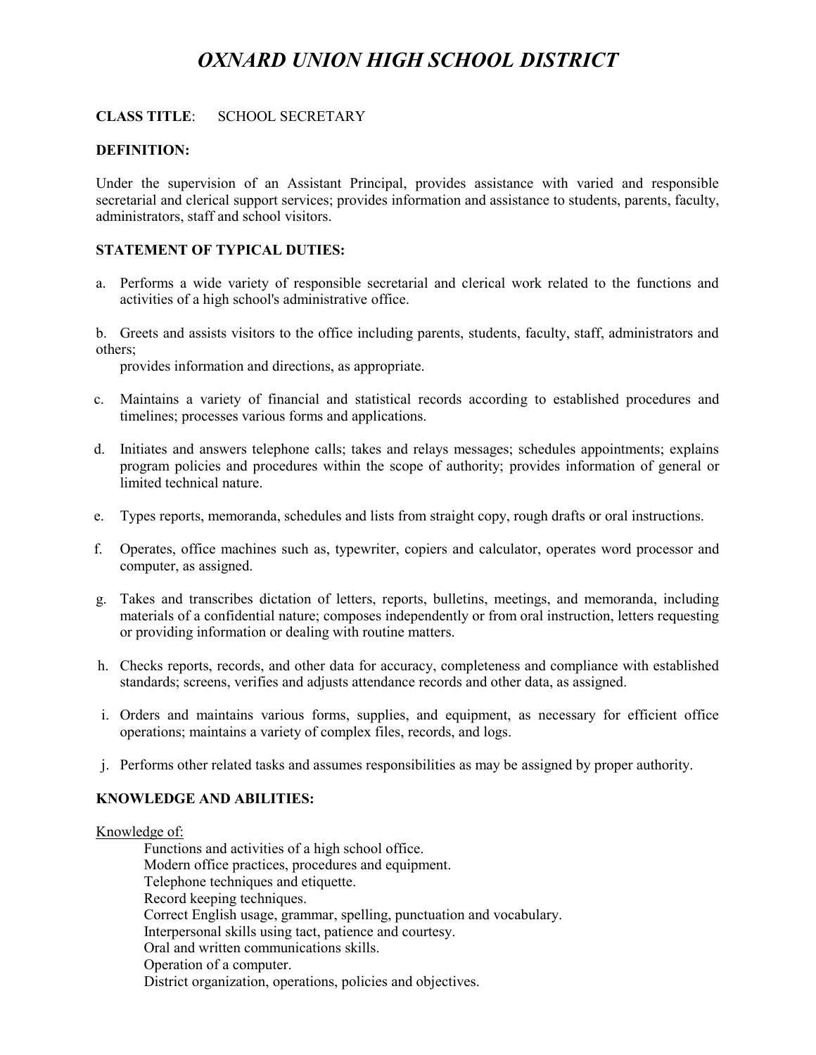# *OXNARD UNION HIGH SCHOOL DISTRICT*

**CLASS TITLE**: SCHOOL SECRETARY

**DEFINITION:**

Under the supervision of an Assistant Principal, provides assistance with varied and responsible secretarial and clerical support services; provides information and assistance to students, parents, faculty, administrators, staff and school visitors.

**STATEMENT OF TYPICAL DUTIES:**

a. Performs a wide variety of responsible secretarial and clerical work related to the functions and activities of a high school's administrative office.

b. Greets and assists visitors to the office including parents, students, faculty, staff, administrators and others;
provides information and directions, as appropriate.

c. Maintains a variety of financial and statistical records according to established procedures and timelines; processes various forms and applications.

d. Initiates and answers telephone calls; takes and relays messages; schedules appointments; explains program policies and procedures within the scope of authority; provides information of general or limited technical nature.

e. Types reports, memoranda, schedules and lists from straight copy, rough drafts or oral instructions.

f. Operates, office machines such as, typewriter, copiers and calculator, operates word processor and computer, as assigned.

g. Takes and transcribes dictation of letters, reports, bulletins, meetings, and memoranda, including materials of a confidential nature; composes independently or from oral instruction, letters requesting or providing information or dealing with routine matters.

h. Checks reports, records, and other data for accuracy, completeness and compliance with established standards; screens, verifies and adjusts attendance records and other data, as assigned.

i. Orders and maintains various forms, supplies, and equipment, as necessary for efficient office operations; maintains a variety of complex files, records, and logs.

j. Performs other related tasks and assumes responsibilities as may be assigned by proper authority.

**KNOWLEDGE AND ABILITIES:**

Knowledge of:

- Functions and activities of a high school office.
- Modern office practices, procedures and equipment.
- Telephone techniques and etiquette.
- Record keeping techniques.
- Correct English usage, grammar, spelling, punctuation and vocabulary.
- Interpersonal skills using tact, patience and courtesy.
- Oral and written communications skills.
- Operation of a computer.
- District organization, operations, policies and objectives.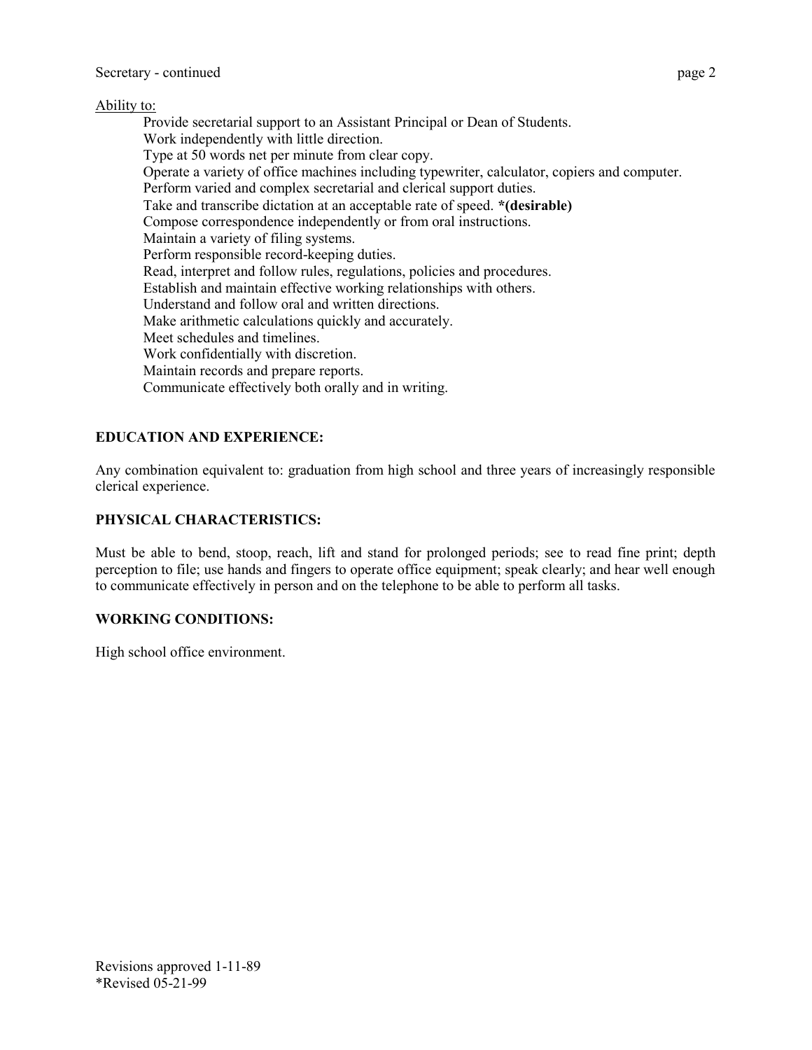Ability to:

- Provide secretarial support to an Assistant Principal or Dean of Students.
- Work independently with little direction.
- Type at 50 words net per minute from clear copy.
- Operate a variety of office machines including typewriter, calculator, copiers and computer.
- Perform varied and complex secretarial and clerical support duties.
- Take and transcribe dictation at an acceptable rate of speed. ***(desirable)**
- Compose correspondence independently or from oral instructions.
- Maintain a variety of filing systems.
- Perform responsible record-keeping duties.
- Read, interpret and follow rules, regulations, policies and procedures.
- Establish and maintain effective working relationships with others.
- Understand and follow oral and written directions.
- Make arithmetic calculations quickly and accurately.
- Meet schedules and timelines.
- Work confidentially with discretion.
- Maintain records and prepare reports.
- Communicate effectively both orally and in writing.

**EDUCATION AND EXPERIENCE:**

Any combination equivalent to: graduation from high school and three years of increasingly responsible clerical experience.

**PHYSICAL CHARACTERISTICS:**

Must be able to bend, stoop, reach, lift and stand for prolonged periods; see to read fine print; depth perception to file; use hands and fingers to operate office equipment; speak clearly; and hear well enough to communicate effectively in person and on the telephone to be able to perform all tasks.

**WORKING CONDITIONS:**

High school office environment.

Revisions approved 1-11-89
*Revised 05-21-99